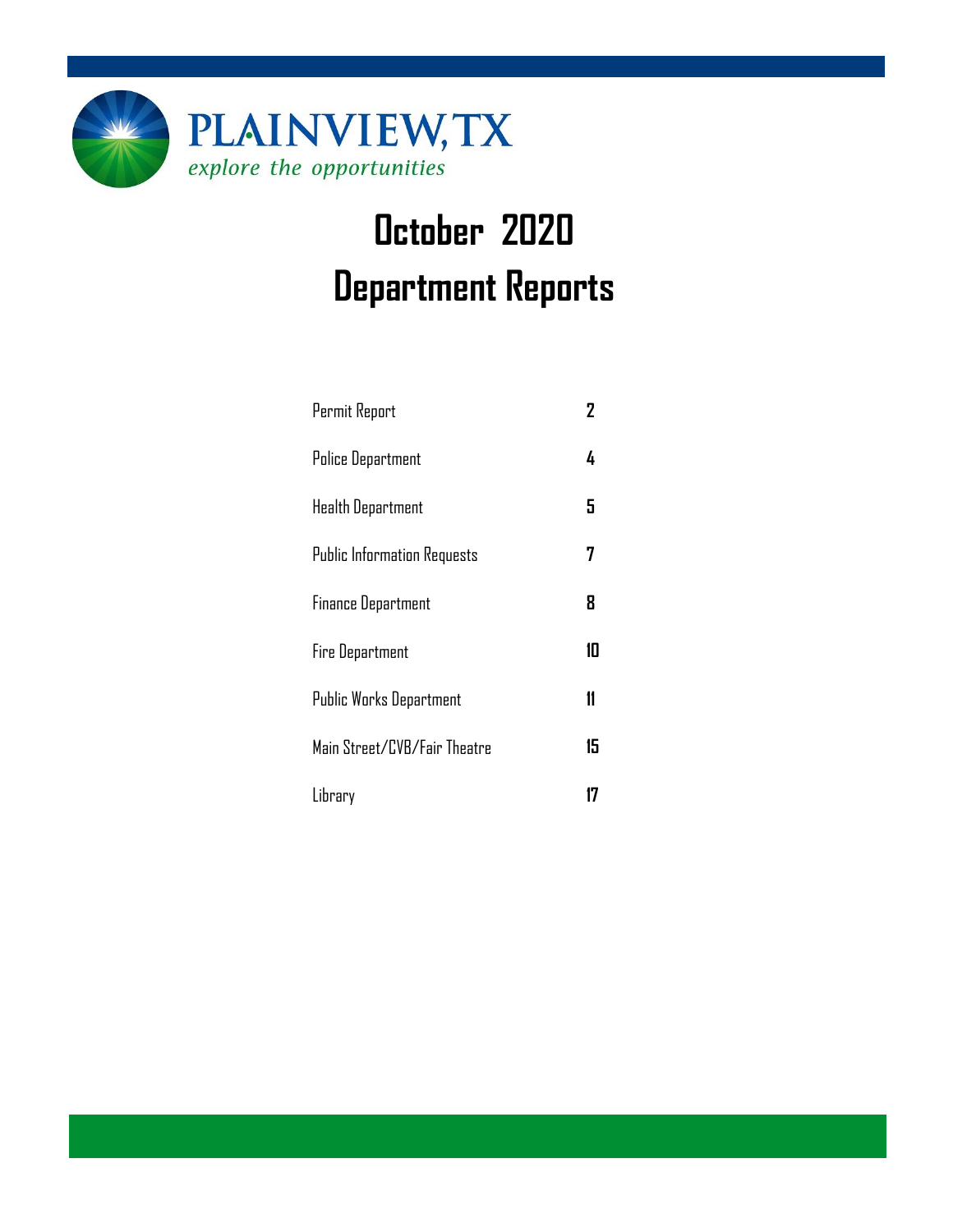PLAINVIEW, TX

*explore the opportunities*

# October 2020
# Department Reports

| | |
|---|---|
| Permit Report | **2** |
| Police Department | **4** |
| Health Department | **5** |
| Public Information Requests | **7** |
| Finance Department | **8** |
| Fire Department | **10** |
| Public Works Department | **11** |
| Main Street/CVB/Fair Theatre | **15** |
| Library | **17** |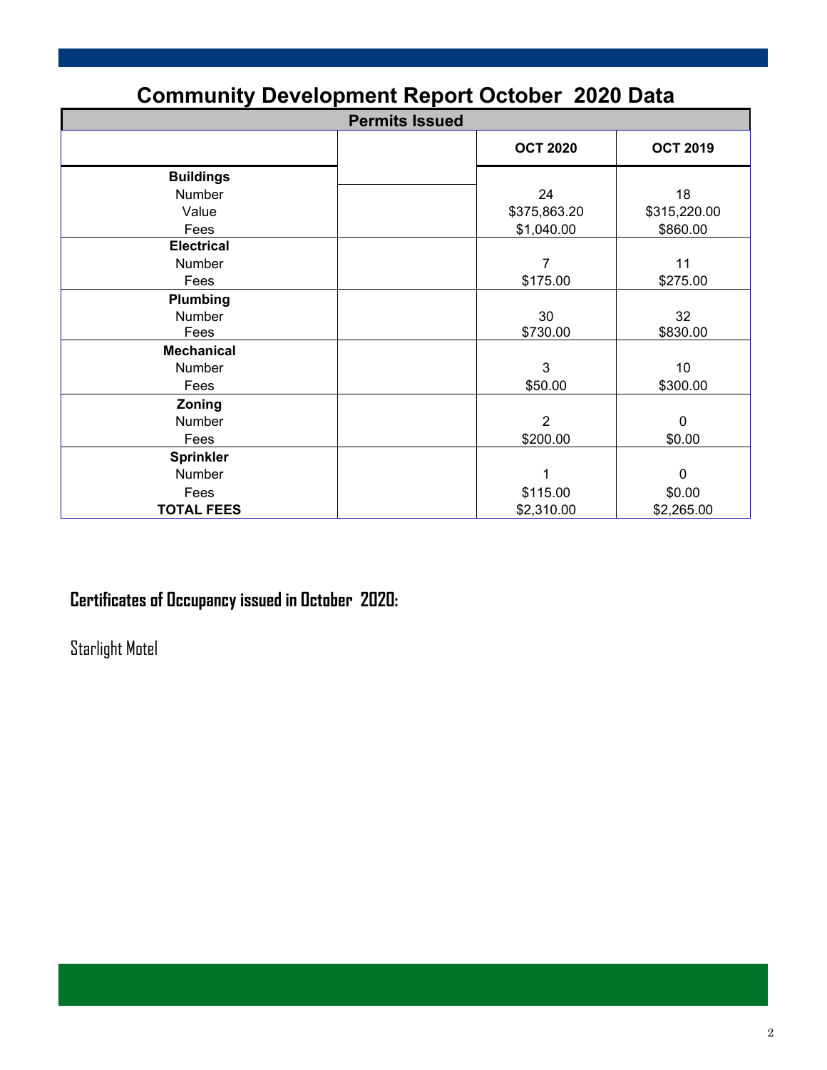# Community Development Report October 2020 Data

| Permits Issued | | | |
|---|---|---|---|
| | | OCT 2020 | OCT 2019 |
| **Buildings** | | | |
| Number | | 24 | 18 |
| Value | | $375,863.20 | $315,220.00 |
| Fees | | $1,040.00 | $860.00 |
| **Electrical** | | | |
| Number | | 7 | 11 |
| Fees | | $175.00 | $275.00 |
| **Plumbing** | | | |
| Number | | 30 | 32 |
| Fees | | $730.00 | $830.00 |
| **Mechanical** | | | |
| Number | | 3 | 10 |
| Fees | | $50.00 | $300.00 |
| **Zoning** | | | |
| Number | | 2 | 0 |
| Fees | | $200.00 | $0.00 |
| **Sprinkler** | | | |
| Number | | 1 | 0 |
| Fees | | $115.00 | $0.00 |
| **TOTAL FEES** | | $2,310.00 | $2,265.00 |

**Certificates of Occupancy issued in October 2020:**

Starlight Motel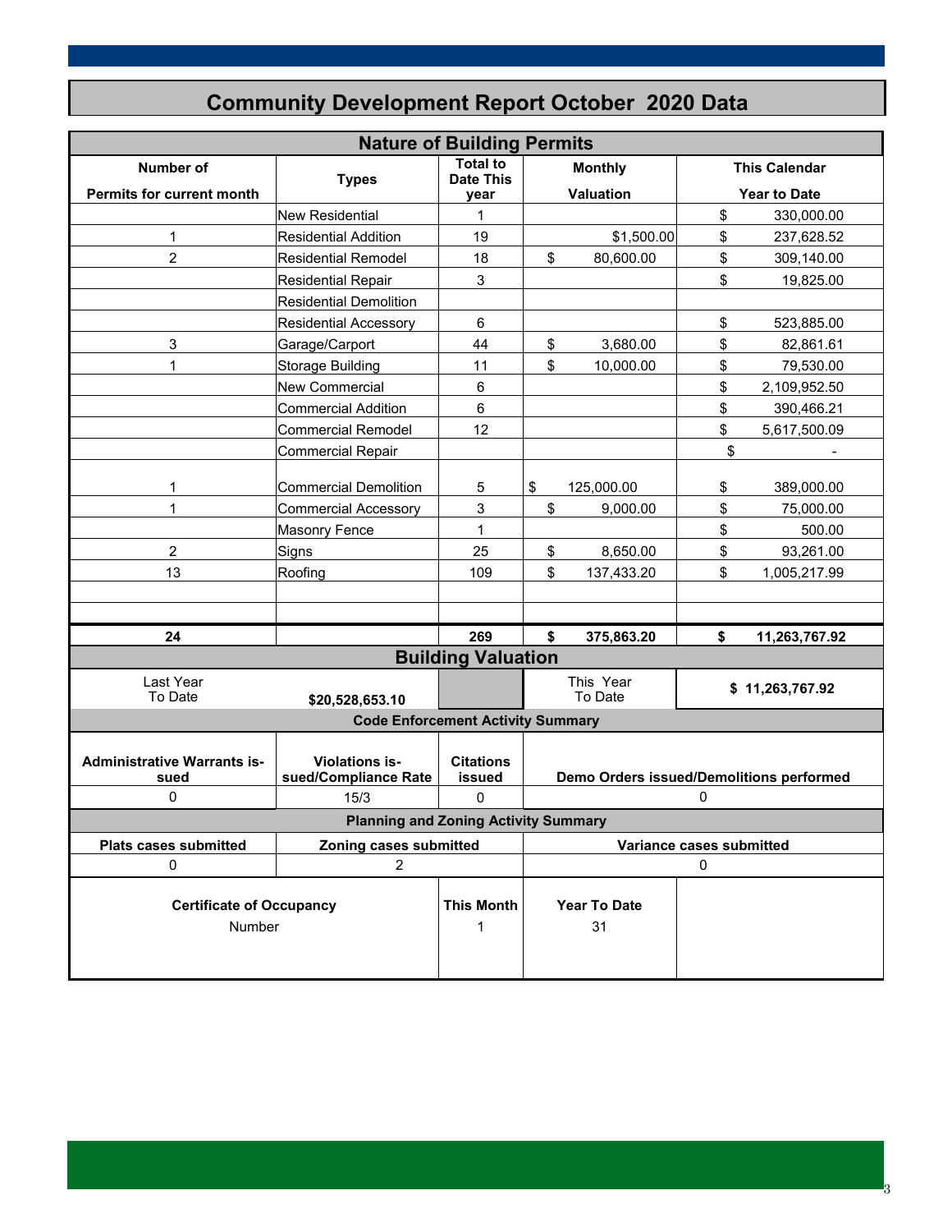# Community Development Report October 2020 Data

## Nature of Building Permits

| Number of Permits for current month | Types | Total to Date This year | Monthly Valuation | This Calendar Year to Date |
|---|---|---|---|---|
| | New Residential | 1 | | $ 330,000.00 |
| 1 | Residential Addition | 19 | $1,500.00 | $ 237,628.52 |
| 2 | Residential Remodel | 18 | $ 80,600.00 | $ 309,140.00 |
| | Residential Repair | 3 | | $ 19,825.00 |
| | Residential Demolition | | | |
| | Residential Accessory | 6 | | $ 523,885.00 |
| 3 | Garage/Carport | 44 | $ 3,680.00 | $ 82,861.61 |
| 1 | Storage Building | 11 | $ 10,000.00 | $ 79,530.00 |
| | New Commercial | 6 | | $ 2,109,952.50 |
| | Commercial Addition | 6 | | $ 390,466.21 |
| | Commercial Remodel | 12 | | $ 5,617,500.09 |
| | Commercial Repair | | | $ - |
| 1 | Commercial Demolition | 5 | $ 125,000.00 | $ 389,000.00 |
| 1 | Commercial Accessory | 3 | $ 9,000.00 | $ 75,000.00 |
| | Masonry Fence | 1 | | $ 500.00 |
| 2 | Signs | 25 | $ 8,650.00 | $ 93,261.00 |
| 13 | Roofing | 109 | $ 137,433.20 | $ 1,005,217.99 |
| | | | | |
| | | | | |
| **24** | | **269** | **$ 375,863.20** | **$ 11,263,767.92** |

## Building Valuation

| Last Year To Date | | This Year To Date | |
|---|---|---|---|
| $20,528,653.10 | | | **$ 11,263,767.92** |

## Code Enforcement Activity Summary

| Administrative Warrants issued | Violations issued/Compliance Rate | Citations issued | Demo Orders issued/Demolitions performed |
|---|---|---|---|
| 0 | 15/3 | 0 | 0 |

## Planning and Zoning Activity Summary

| Plats cases submitted | Zoning cases submitted | Variance cases submitted |
|---|---|---|
| 0 | 2 | 0 |

| Certificate of Occupancy | This Month | Year To Date |
|---|---|---|
| Number | 1 | 31 |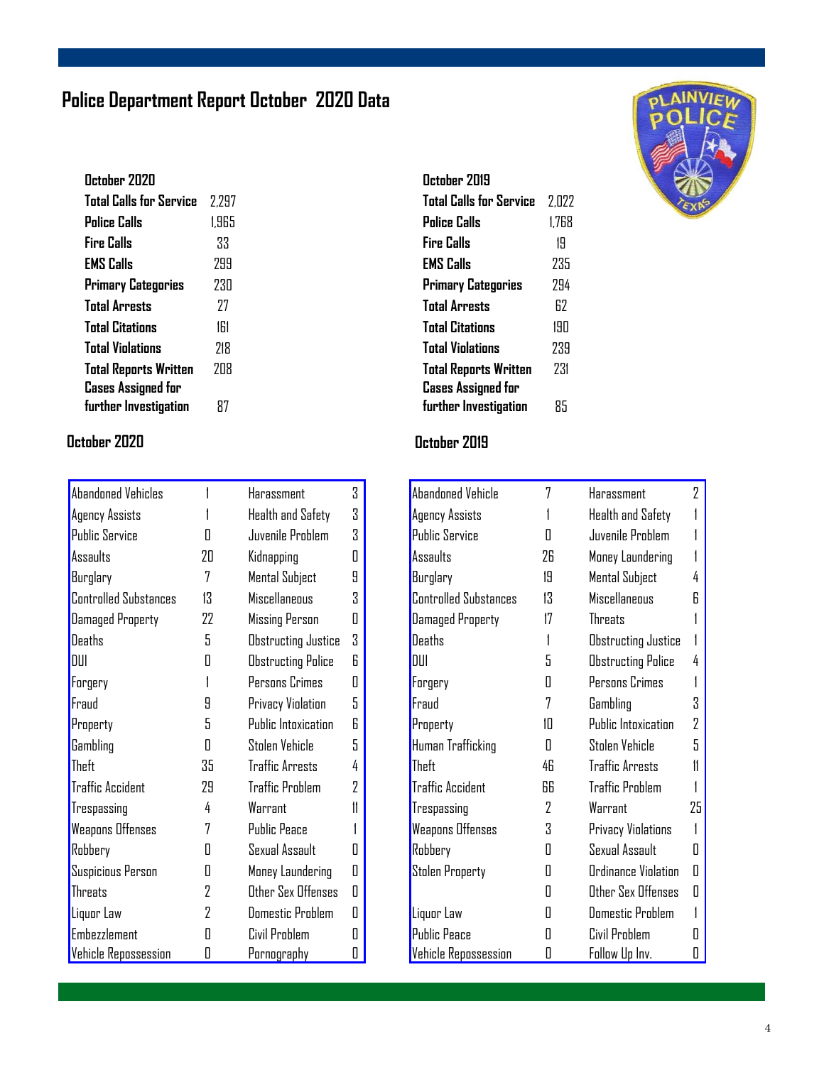# Police Department Report October 2020 Data

| October 2020 | |
|---|---|
| Total Calls for Service | 2,297 |
| Police Calls | 1,965 |
| Fire Calls | 33 |
| EMS Calls | 299 |
| Primary Categories | 230 |
| Total Arrests | 27 |
| Total Citations | 161 |
| Total Violations | 218 |
| Total Reports Written | 208 |
| Cases Assigned for further Investigation | 87 |

| October 2019 | |
|---|---|
| Total Calls for Service | 2,022 |
| Police Calls | 1,768 |
| Fire Calls | 19 |
| EMS Calls | 235 |
| Primary Categories | 294 |
| Total Arrests | 62 |
| Total Citations | 190 |
| Total Violations | 239 |
| Total Reports Written | 231 |
| Cases Assigned for further Investigation | 85 |

## October 2020

| | | | |
|---|---|---|---|
| Abandoned Vehicles | 1 | Harassment | 3 |
| Agency Assists | 1 | Health and Safety | 3 |
| Public Service | 0 | Juvenile Problem | 3 |
| Assaults | 20 | Kidnapping | 0 |
| Burglary | 7 | Mental Subject | 9 |
| Controlled Substances | 13 | Miscellaneous | 3 |
| Damaged Property | 22 | Missing Person | 0 |
| Deaths | 5 | Obstructing Justice | 3 |
| DUI | 0 | Obstructing Police | 6 |
| Forgery | 1 | Persons Crimes | 0 |
| Fraud | 9 | Privacy Violation | 5 |
| Property | 5 | Public Intoxication | 6 |
| Gambling | 0 | Stolen Vehicle | 5 |
| Theft | 35 | Traffic Arrests | 4 |
| Traffic Accident | 29 | Traffic Problem | 2 |
| Trespassing | 4 | Warrant | 11 |
| Weapons Offenses | 7 | Public Peace | 1 |
| Robbery | 0 | Sexual Assault | 0 |
| Suspicious Person | 0 | Money Laundering | 0 |
| Threats | 2 | Other Sex Offenses | 0 |
| Liquor Law | 2 | Domestic Problem | 0 |
| Embezzlement | 0 | Civil Problem | 0 |
| Vehicle Repossession | 0 | Pornography | 0 |

## October 2019

| | | | |
|---|---|---|---|
| Abandoned Vehicle | 7 | Harassment | 2 |
| Agency Assists | 1 | Health and Safety | 1 |
| Public Service | 0 | Juvenile Problem | 1 |
| Assaults | 26 | Money Laundering | 1 |
| Burglary | 19 | Mental Subject | 4 |
| Controlled Substances | 13 | Miscellaneous | 6 |
| Damaged Property | 17 | Threats | 1 |
| Deaths | 1 | Obstructing Justice | 1 |
| DUI | 5 | Obstructing Police | 4 |
| Forgery | 0 | Persons Crimes | 1 |
| Fraud | 7 | Gambling | 3 |
| Property | 10 | Public Intoxication | 2 |
| Human Trafficking | 0 | Stolen Vehicle | 5 |
| Theft | 46 | Traffic Arrests | 11 |
| Traffic Accident | 66 | Traffic Problem | 1 |
| Trespassing | 2 | Warrant | 25 |
| Weapons Offenses | 3 | Privacy Violations | 1 |
| Robbery | 0 | Sexual Assault | 0 |
| Stolen Property | 0 | Ordinance Violation | 0 |
| | 0 | Other Sex Offenses | 0 |
| Liquor Law | 0 | Domestic Problem | 1 |
| Public Peace | 0 | Civil Problem | 0 |
| Vehicle Repossession | 0 | Follow Up Inv. | 0 |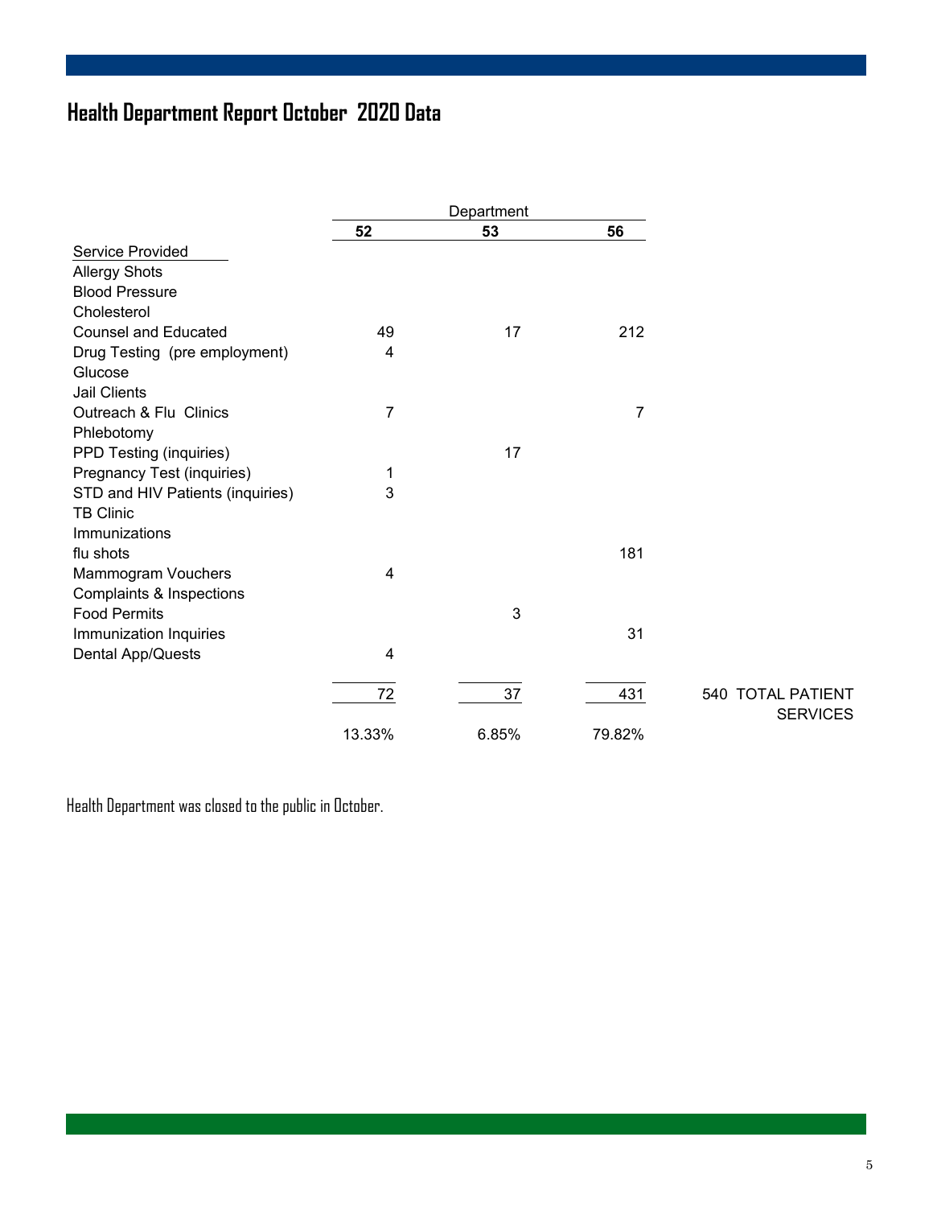# Health Department Report October 2020 Data

| Service Provided | Department 52 | Department 53 | Department 56 | |
|---|---|---|---|---|
| Allergy Shots | | | | |
| Blood Pressure | | | | |
| Cholesterol | | | | |
| Counsel and Educated | 49 | 17 | 212 | |
| Drug Testing (pre employment) | 4 | | | |
| Glucose | | | | |
| Jail Clients | | | | |
| Outreach & Flu Clinics | 7 | | 7 | |
| Phlebotomy | | | | |
| PPD Testing (inquiries) | | 17 | | |
| Pregnancy Test (inquiries) | 1 | | | |
| STD and HIV Patients (inquiries) | 3 | | | |
| TB Clinic | | | | |
| Immunizations | | | | |
| flu shots | | | 181 | |
| Mammogram Vouchers | 4 | | | |
| Complaints & Inspections | | | | |
| Food Permits | | 3 | | |
| Immunization Inquiries | | | 31 | |
| Dental App/Quests | 4 | | | |
| | 72 | 37 | 431 | 540 TOTAL PATIENT SERVICES |
| | 13.33% | 6.85% | 79.82% | |

Health Department was closed to the public in October.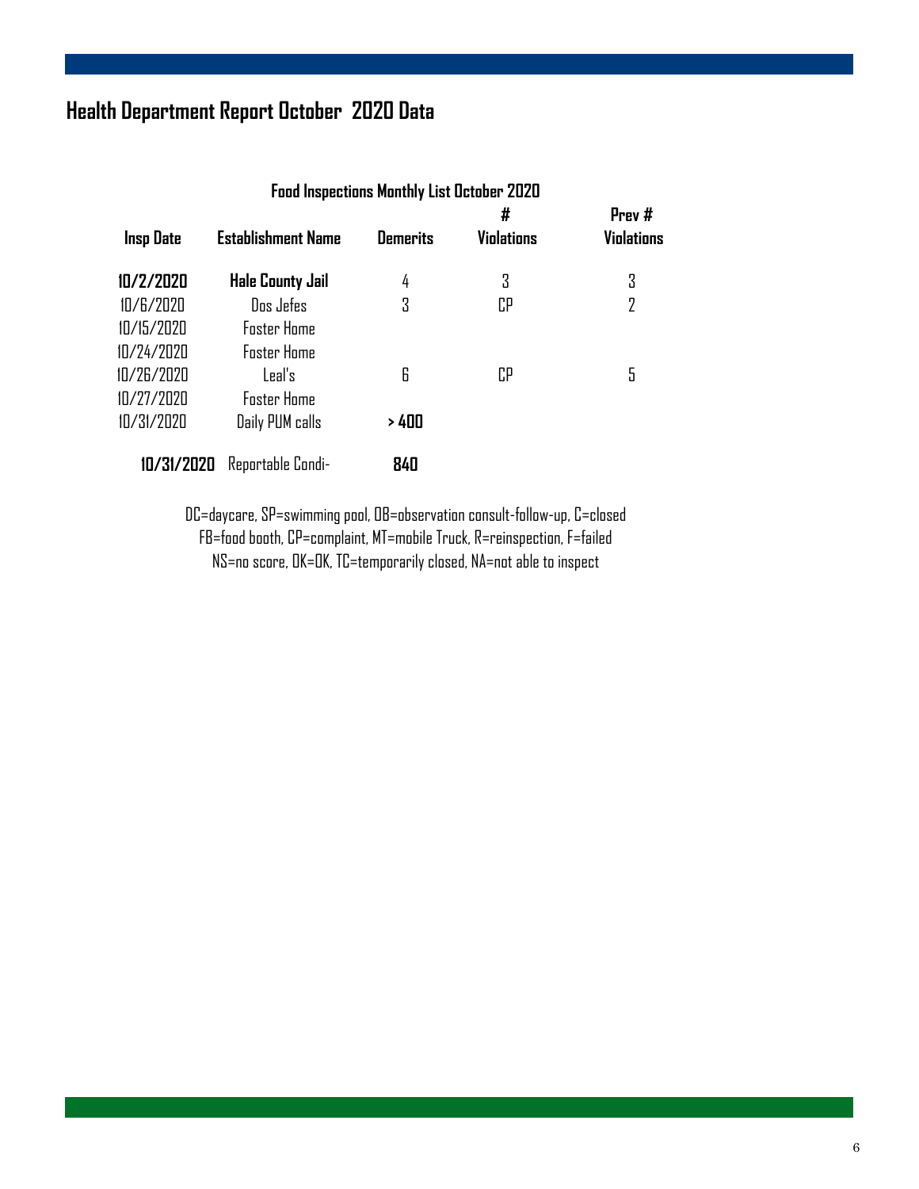# Health Department Report October 2020 Data

**Food Inspections Monthly List October 2020**

| Insp Date | Establishment Name | Demerits | # Violations | Prev # Violations |
|---|---|---|---|---|
| **10/2/2020** | **Hale County Jail** | 4 | 3 | 3 |
| 10/6/2020 | Dos Jefes | 3 | CP | 2 |
| 10/15/2020 | Foster Home | | | |
| 10/24/2020 | Foster Home | | | |
| 10/26/2020 | Leal's | 6 | CP | 5 |
| 10/27/2020 | Foster Home | | | |
| 10/31/2020 | Daily PUM calls | **> 400** | | |
| **10/31/2020** | Reportable Condi- | **840** | | |

DC=daycare, SP=swimming pool, OB=observation consult-follow-up, C=closed
FB=food booth, CP=complaint, MT=mobile Truck, R=reinspection, F=failed
NS=no score, OK=OK, TC=temporarily closed, NA=not able to inspect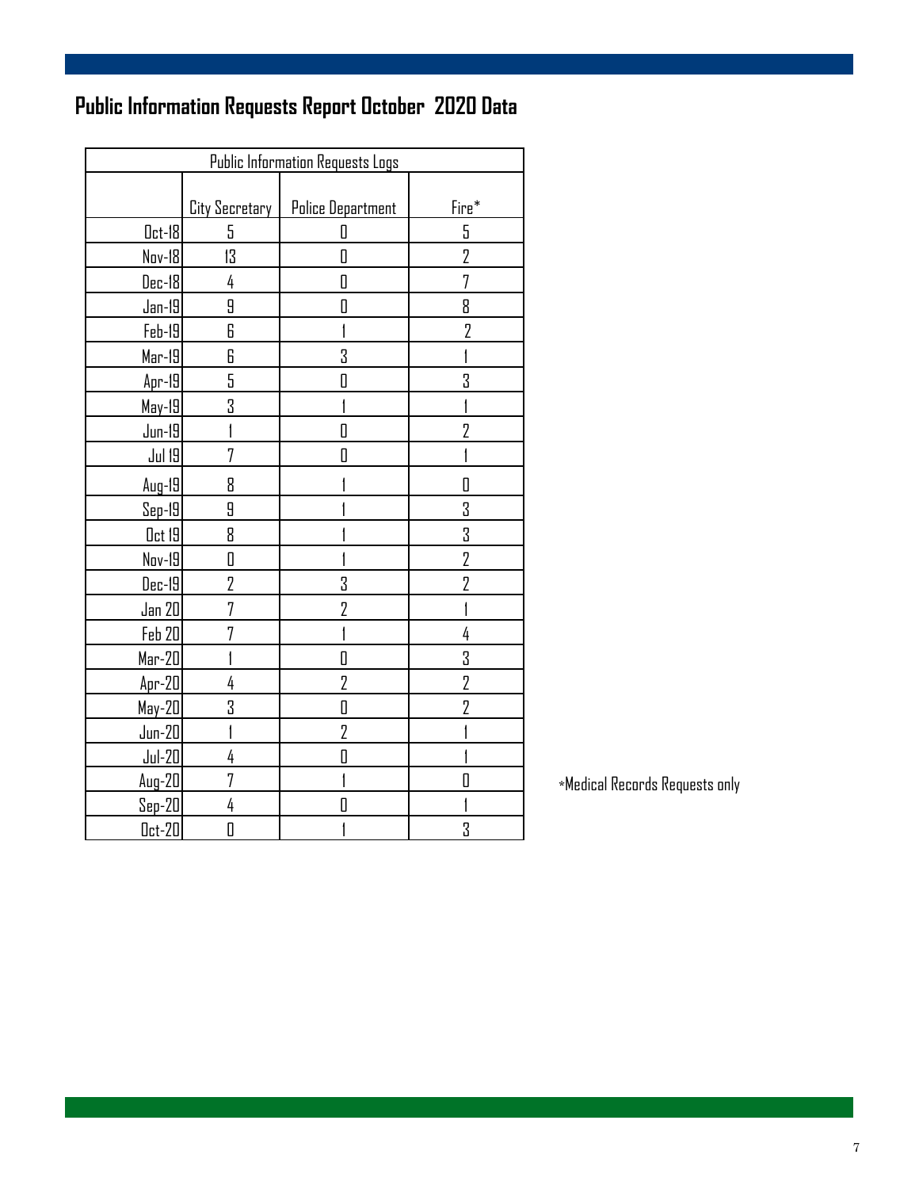# Public Information Requests Report October 2020 Data

| Public Information Requests Logs | | | |
|---|---|---|---|
| | City Secretary | Police Department | Fire* |
| Oct-18 | 5 | 0 | 5 |
| Nov-18 | 13 | 0 | 2 |
| Dec-18 | 4 | 0 | 7 |
| Jan-19 | 9 | 0 | 8 |
| Feb-19 | 6 | 1 | 2 |
| Mar-19 | 6 | 3 | 1 |
| Apr-19 | 5 | 0 | 3 |
| May-19 | 3 | 1 | 1 |
| Jun-19 | 1 | 0 | 2 |
| Jul 19 | 7 | 0 | 1 |
| Aug-19 | 8 | 1 | 0 |
| Sep-19 | 9 | 1 | 3 |
| Oct 19 | 8 | 1 | 3 |
| Nov-19 | 0 | 1 | 2 |
| Dec-19 | 2 | 3 | 2 |
| Jan 20 | 7 | 2 | 1 |
| Feb 20 | 7 | 1 | 4 |
| Mar-20 | 1 | 0 | 3 |
| Apr-20 | 4 | 2 | 2 |
| May-20 | 3 | 0 | 2 |
| Jun-20 | 1 | 2 | 1 |
| Jul-20 | 4 | 0 | 1 |
| Aug-20 | 7 | 1 | 0 |
| Sep-20 | 4 | 0 | 1 |
| Oct-20 | 0 | 1 | 3 |

*Medical Records Requests only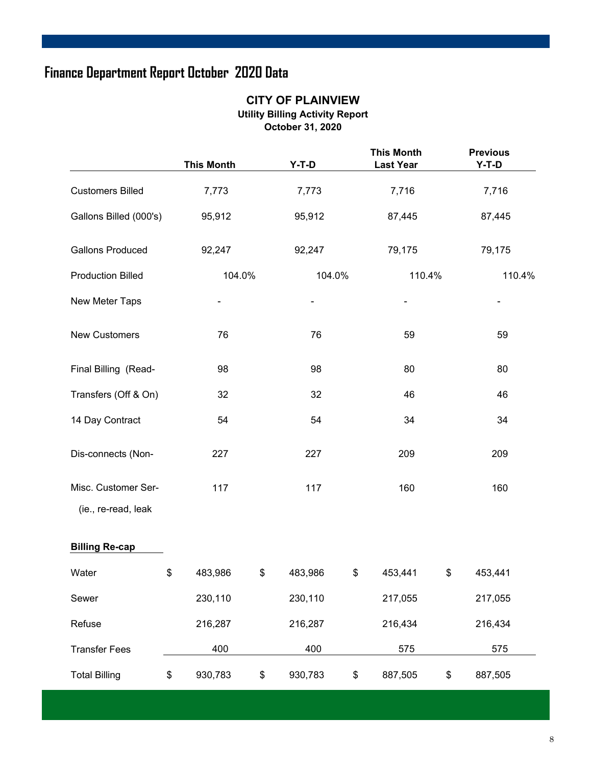# Finance Department Report October 2020 Data

**CITY OF PLAINVIEW**
**Utility Billing Activity Report**
**October 31, 2020**

| | This Month | Y-T-D | This Month Last Year | Previous Y-T-D |
|---|---|---|---|---|
| Customers Billed | 7,773 | 7,773 | 7,716 | 7,716 |
| Gallons Billed (000's) | 95,912 | 95,912 | 87,445 | 87,445 |
| Gallons Produced | 92,247 | 92,247 | 79,175 | 79,175 |
| Production Billed | 104.0% | 104.0% | 110.4% | 110.4% |
| New Meter Taps | - | - | - | - |
| New Customers | 76 | 76 | 59 | 59 |
| Final Billing (Read- | 98 | 98 | 80 | 80 |
| Transfers (Off & On) | 32 | 32 | 46 | 46 |
| 14 Day Contract | 54 | 54 | 34 | 34 |
| Dis-connects (Non- | 227 | 227 | 209 | 209 |
| Misc. Customer Ser- (ie., re-read, leak | 117 | 117 | 160 | 160 |
| **Billing Re-cap** | | | | |
| Water | $ 483,986 | $ 483,986 | $ 453,441 | $ 453,441 |
| Sewer | 230,110 | 230,110 | 217,055 | 217,055 |
| Refuse | 216,287 | 216,287 | 216,434 | 216,434 |
| Transfer Fees | 400 | 400 | 575 | 575 |
| Total Billing | $ 930,783 | $ 930,783 | $ 887,505 | $ 887,505 |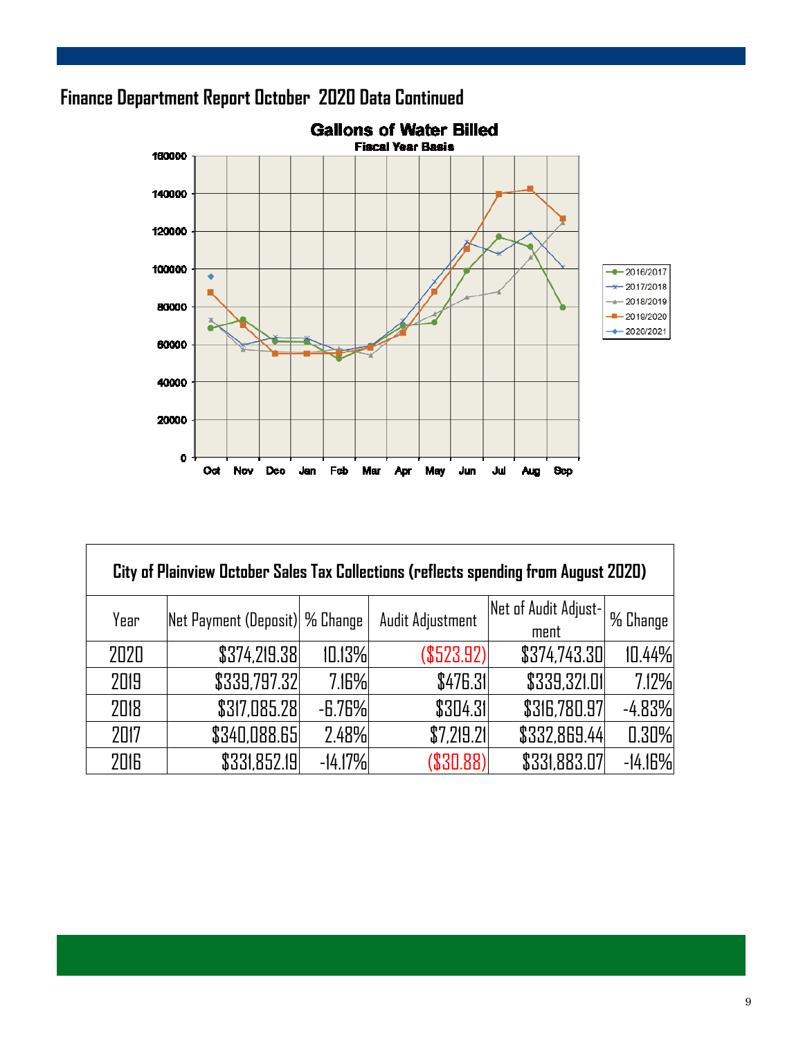## Finance Department Report October 2020 Data Continued

**Gallons of Water Billed**
**Fiscal Year Basis**

| City of Plainview October Sales Tax Collections (reflects spending from August 2020) | | | | | |
|---|---|---|---|---|---|
| Year | Net Payment (Deposit) | % Change | Audit Adjustment | Net of Audit Adjustment | % Change |
| 2020 | $374,219.38 | 10.13% | ($523.92) | $374,743.30 | 10.44% |
| 2019 | $339,797.32 | 7.16% | $476.31 | $339,321.01 | 7.12% |
| 2018 | $317,085.28 | -6.76% | $304.31 | $316,780.97 | -4.83% |
| 2017 | $340,088.65 | 2.48% | $7,219.21 | $332,869.44 | 0.30% |
| 2016 | $331,852.19 | -14.17% | ($30.88) | $331,883.07 | -14.16% |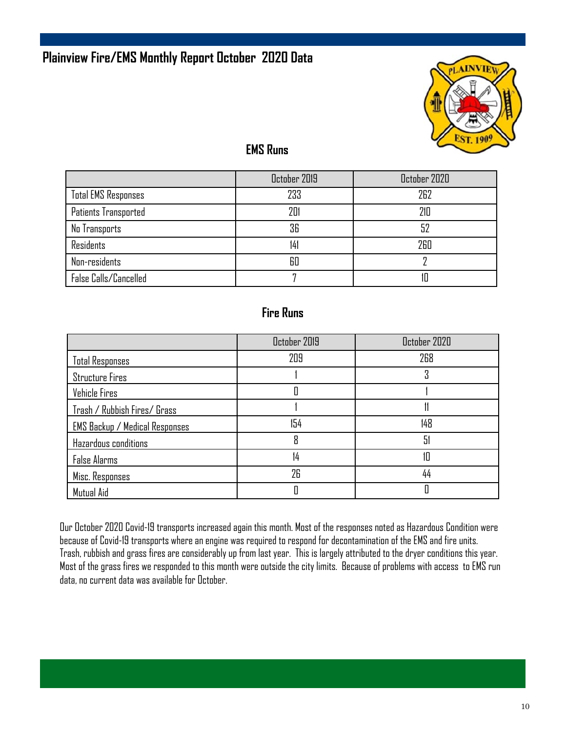# Plainview Fire/EMS Monthly Report October 2020 Data

## EMS Runs

| | October 2019 | October 2020 |
|---|---|---|
| Total EMS Responses | 233 | 262 |
| Patients Transported | 201 | 210 |
| No Transports | 36 | 52 |
| Residents | 141 | 260 |
| Non-residents | 60 | 2 |
| False Calls/Cancelled | 7 | 10 |

## Fire Runs

| | October 2019 | October 2020 |
|---|---|---|
| Total Responses | 209 | 268 |
| Structure Fires | 1 | 3 |
| Vehicle Fires | 0 | 1 |
| Trash / Rubbish Fires/ Grass | 1 | 11 |
| EMS Backup / Medical Responses | 154 | 148 |
| Hazardous conditions | 8 | 51 |
| False Alarms | 14 | 10 |
| Misc. Responses | 26 | 44 |
| Mutual Aid | 0 | 0 |

Our October 2020 Covid-19 transports increased again this month. Most of the responses noted as Hazardous Condition were because of Covid-19 transports where an engine was required to respond for decontamination of the EMS and fire units. Trash, rubbish and grass fires are considerably up from last year. This is largely attributed to the dryer conditions this year. Most of the grass fires we responded to this month were outside the city limits. Because of problems with access to EMS run data, no current data was available for October.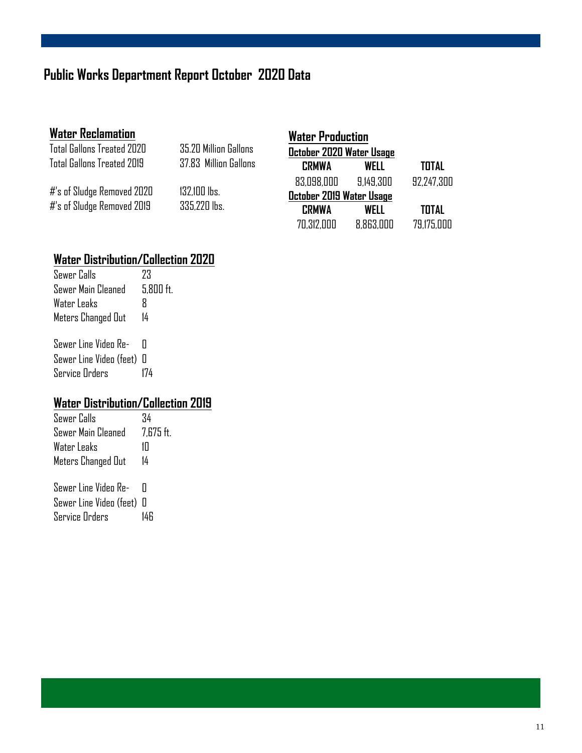# Public Works Department Report October 2020 Data

## Water Reclamation

| | |
|---|---|
| Total Gallons Treated 2020 | 35.20 Million Gallons |
| Total Gallons Treated 2019 | 37.83 Million Gallons |
| #'s of Sludge Removed 2020 | 132,100 lbs. |
| #'s of Sludge Removed 2019 | 335,220 lbs. |

## Water Production

**October 2020 Water Usage**

| CRMWA | WELL | TOTAL |
|---|---|---|
| 83,098,000 | 9,149,300 | 92,247,300 |

**October 2019 Water Usage**

| CRMWA | WELL | TOTAL |
|---|---|---|
| 70,312,000 | 8,863,000 | 79,175,000 |

## Water Distribution/Collection 2020

| | |
|---|---|
| Sewer Calls | 23 |
| Sewer Main Cleaned | 5,800 ft. |
| Water Leaks | 8 |
| Meters Changed Out | 14 |
| Sewer Line Video Re- | 0 |
| Sewer Line Video (feet) | 0 |
| Service Orders | 174 |

## Water Distribution/Collection 2019

| | |
|---|---|
| Sewer Calls | 34 |
| Sewer Main Cleaned | 7,675 ft. |
| Water Leaks | 10 |
| Meters Changed Out | 14 |
| Sewer Line Video Re- | 0 |
| Sewer Line Video (feet) | 0 |
| Service Orders | 146 |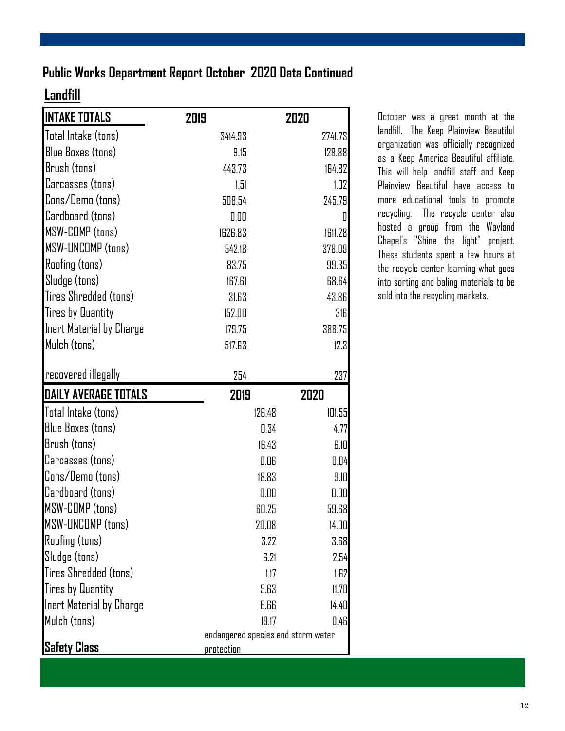## Public Works Department Report October 2020 Data Continued

### Landfill

| INTAKE TOTALS | 2019 | 2020 |
|---|---|---|
| Total Intake (tons) | 3414.93 | 2741.73 |
| Blue Boxes (tons) | 9.15 | 128.88 |
| Brush (tons) | 443.73 | 164.82 |
| Carcasses (tons) | 1.51 | 1.02 |
| Cons/Demo (tons) | 508.54 | 245.79 |
| Cardboard (tons) | 0.00 | 0 |
| MSW-COMP (tons) | 1626.83 | 1611.28 |
| MSW-UNCOMP (tons) | 542.18 | 378.09 |
| Roofing (tons) | 83.75 | 99.35 |
| Sludge (tons) | 167.61 | 68.64 |
| Tires Shredded (tons) | 31.63 | 43.86 |
| Tires by Quantity | 152.00 | 316 |
| Inert Material by Charge | 179.75 | 388.75 |
| Mulch (tons) | 517.63 | 12.3 |
| recovered illegally | 254 | 237 |

| DAILY AVERAGE TOTALS | 2019 | 2020 |
|---|---|---|
| Total Intake (tons) | 126.48 | 101.55 |
| Blue Boxes (tons) | 0.34 | 4.77 |
| Brush (tons) | 16.43 | 6.10 |
| Carcasses (tons) | 0.06 | 0.04 |
| Cons/Demo (tons) | 18.83 | 9.10 |
| Cardboard (tons) | 0.00 | 0.00 |
| MSW-COMP (tons) | 60.25 | 59.68 |
| MSW-UNCOMP (tons) | 20.08 | 14.00 |
| Roofing (tons) | 3.22 | 3.68 |
| Sludge (tons) | 6.21 | 2.54 |
| Tires Shredded (tons) | 1.17 | 1.62 |
| Tires by Quantity | 5.63 | 11.70 |
| Inert Material by Charge | 6.66 | 14.40 |
| Mulch (tons) | 19.17 | 0.46 |
| **Safety Class** | endangered species and storm water protection | |

October was a great month at the landfill. The Keep Plainview Beautiful organization was officially recognized as a Keep America Beautiful affiliate. This will help landfill staff and Keep Plainview Beautiful have access to more educational tools to promote recycling. The recycle center also hosted a group from the Wayland Chapel's "Shine the light" project. These students spent a few hours at the recycle center learning what goes into sorting and baling materials to be sold into the recycling markets.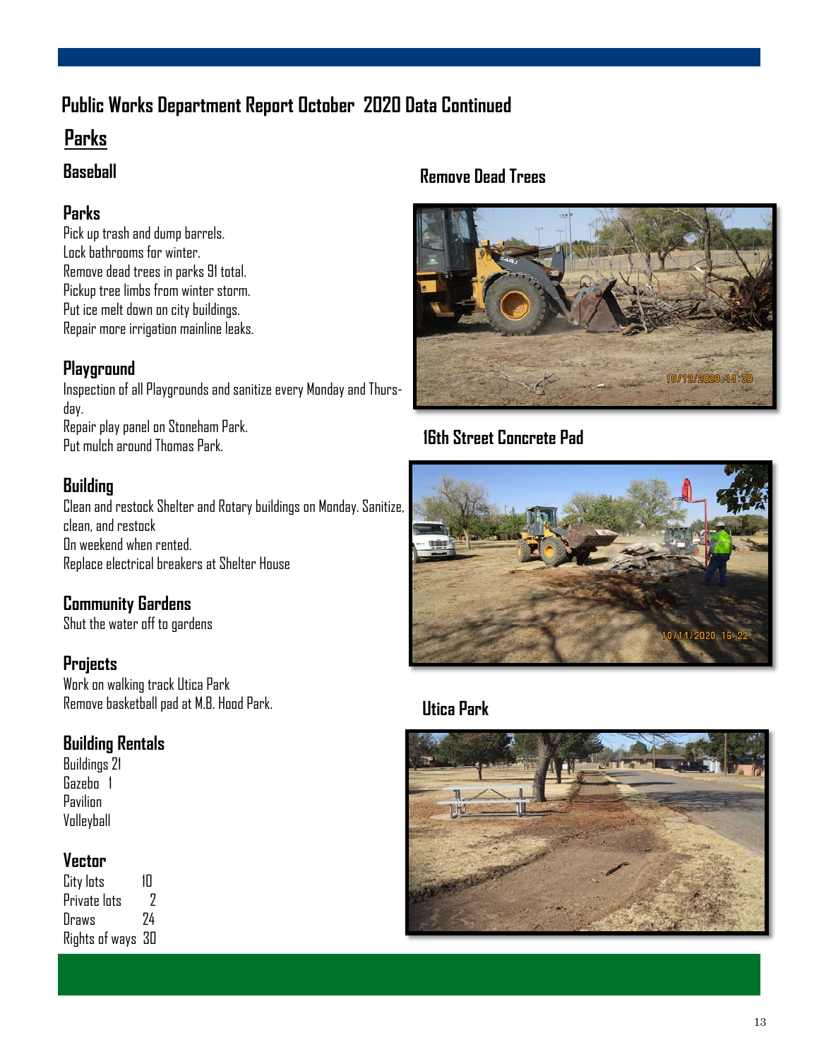# Public Works Department Report October 2020 Data Continued

## Parks

### Baseball

### Parks

Pick up trash and dump barrels.
Lock bathrooms for winter.
Remove dead trees in parks 91 total.
Pickup tree limbs from winter storm.
Put ice melt down on city buildings.
Repair more irrigation mainline leaks.

### Playground

Inspection of all Playgrounds and sanitize every Monday and Thursday.
Repair play panel on Stoneham Park.
Put mulch around Thomas Park.

### Building

Clean and restock Shelter and Rotary buildings on Monday. Sanitize, clean, and restock
On weekend when rented.
Replace electrical breakers at Shelter House

### Community Gardens

Shut the water off to gardens

### Projects

Work on walking track Utica Park
Remove basketball pad at M.B. Hood Park.

### Building Rentals

Buildings 21
Gazebo 1
Pavilion
Volleyball

### Vector

| | |
|---|---|
| City lots | 10 |
| Private lots | 2 |
| Draws | 24 |
| Rights of ways | 30 |

### Remove Dead Trees

### 16th Street Concrete Pad

### Utica Park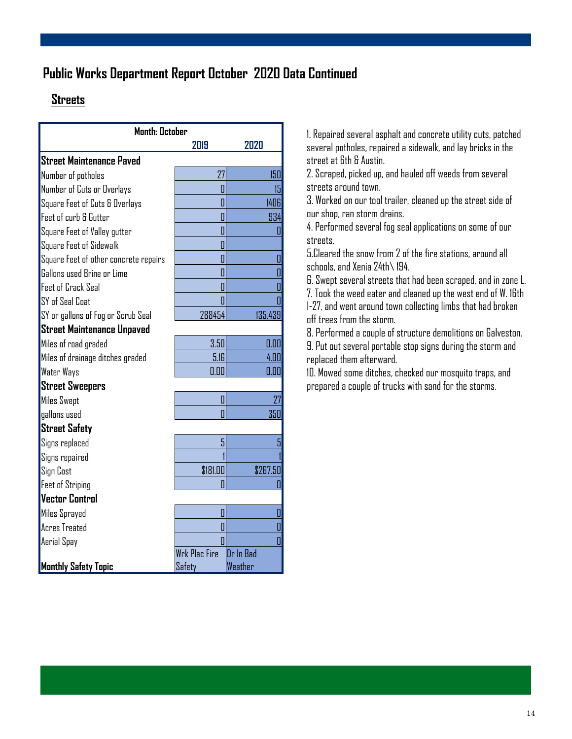## Public Works Department Report October 2020 Data Continued

### Streets

| Month: October | 2019 | 2020 |
|---|---|---|
| **Street Maintenance Paved** | | |
| Number of potholes | 27 | 150 |
| Number of Cuts or Overlays | 0 | 15 |
| Square Feet of Cuts & Overlays | 0 | 1406 |
| Feet of curb & Gutter | 0 | 934 |
| Square Feet of Valley gutter | 0 | 0 |
| Square Feet of Sidewalk | 0 | |
| Square Feet of other concrete repairs | 0 | 0 |
| Gallons used Brine or Lime | 0 | 0 |
| Feet of Crack Seal | 0 | 0 |
| SY of Seal Coat | 0 | 0 |
| SY or gallons of Fog or Scrub Seal | 288454 | 135,439 |
| **Street Maintenance Unpaved** | | |
| Miles of road graded | 3.50 | 0.00 |
| Miles of drainage ditches graded | 5.16 | 4.00 |
| Water Ways | 0.00 | 0.00 |
| **Street Sweepers** | | |
| Miles Swept | 0 | 27 |
| gallons used | 0 | 350 |
| **Street Safety** | | |
| Signs replaced | 5 | 5 |
| Signs repaired | 1 | 1 |
| Sign Cost | $181.00 | $267.50 |
| Feet of Striping | 0 | 0 |
| **Vector Control** | | |
| Miles Sprayed | 0 | 0 |
| Acres Treated | 0 | 0 |
| Aerial Spay | 0 | 0 |
| **Monthly Safety Topic** | Wrk Plac Fire Safety | Dr In Bad Weather |

1. Repaired several asphalt and concrete utility cuts, patched several potholes, repaired a sidewalk, and lay bricks in the street at 6th & Austin.
2. Scraped, picked up, and hauled off weeds from several streets around town.
3. Worked on our tool trailer, cleaned up the street side of our shop, ran storm drains.
4. Performed several fog seal applications on some of our streets.
5. Cleared the snow from 2 of the fire stations, around all schools, and Xenia 24th\194.
6. Swept several streets that had been scraped, and in zone L.
7. Took the weed eater and cleaned up the west end of W. 16th I-27, and went around town collecting limbs that had broken off trees from the storm.
8. Performed a couple of structure demolitions on Galveston.
9. Put out several portable stop signs during the storm and replaced them afterward.
10. Mowed some ditches, checked our mosquito traps, and prepared a couple of trucks with sand for the storms.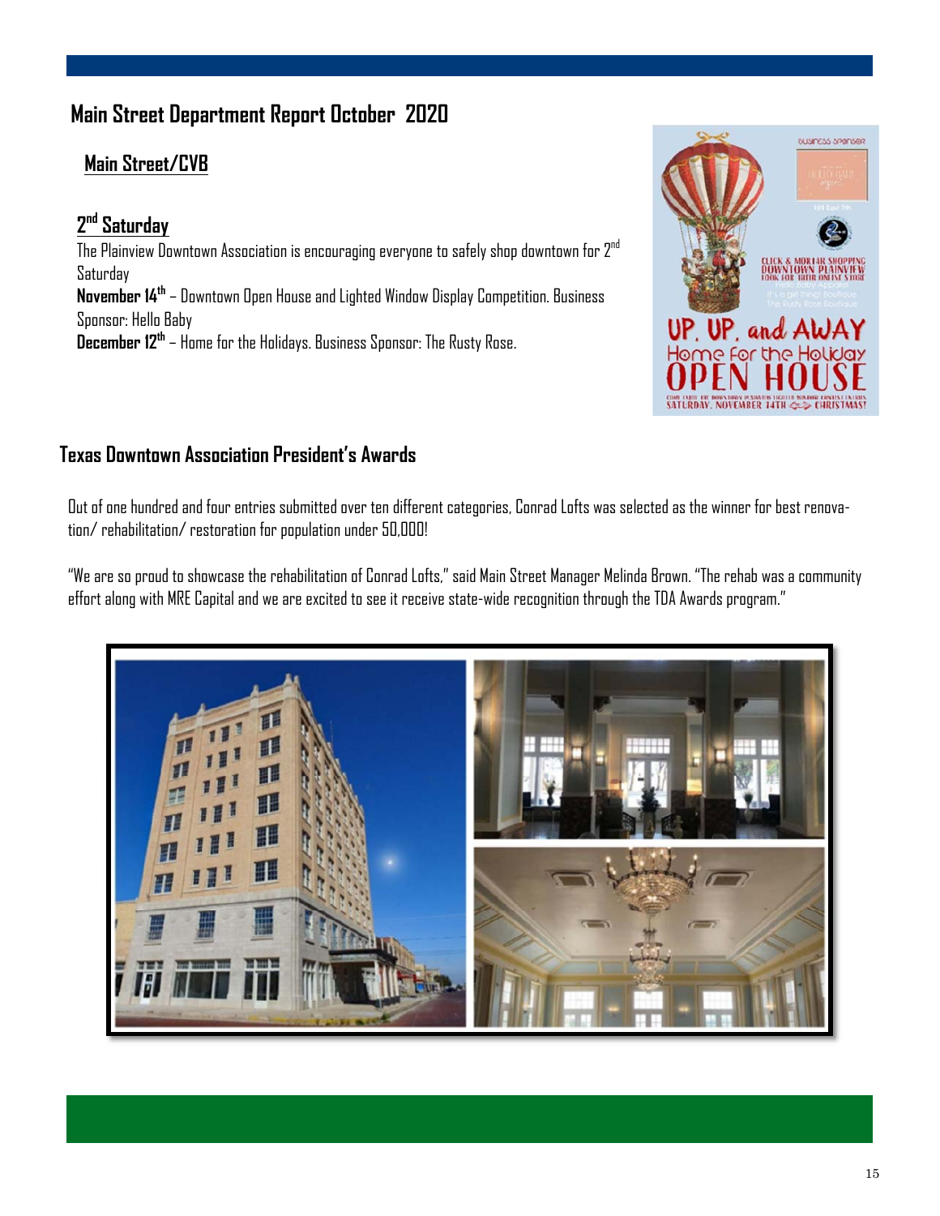# Main Street Department Report October 2020

## Main Street/CVB

### 2nd Saturday

The Plainview Downtown Association is encouraging everyone to safely shop downtown for 2nd Saturday

**November 14th** – Downtown Open House and Lighted Window Display Competition. Business Sponsor: Hello Baby

**December 12th** – Home for the Holidays. Business Sponsor: The Rusty Rose.

## Texas Downtown Association President's Awards

Out of one hundred and four entries submitted over ten different categories, Conrad Lofts was selected as the winner for best renovation/ rehabilitation/ restoration for population under 50,000!

"We are so proud to showcase the rehabilitation of Conrad Lofts," said Main Street Manager Melinda Brown. "The rehab was a community effort along with MRE Capital and we are excited to see it receive state-wide recognition through the TDA Awards program."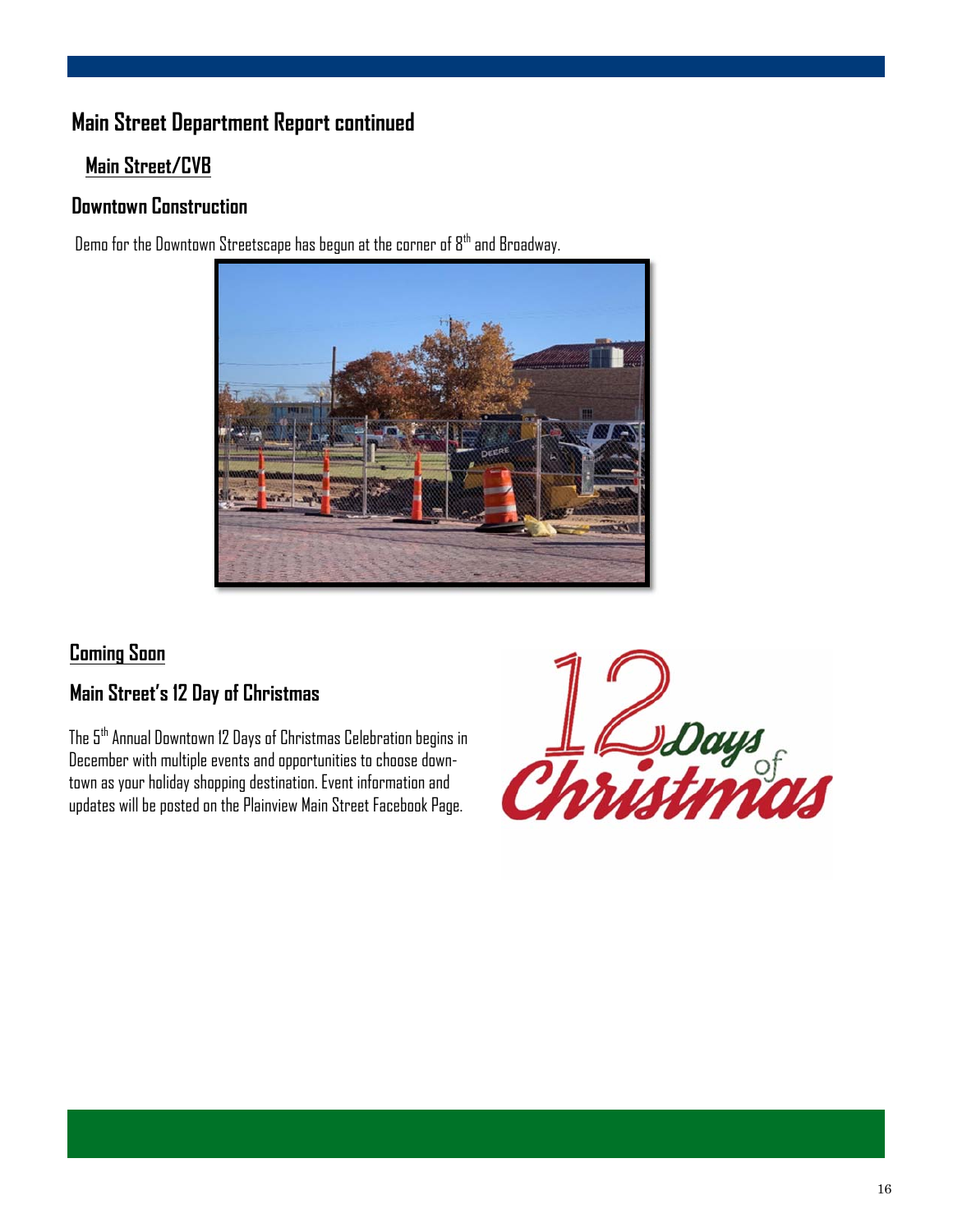# Main Street Department Report continued

## Main Street/CVB

### Downtown Construction

Demo for the Downtown Streetscape has begun at the corner of 8th and Broadway.

## Coming Soon

### Main Street's 12 Day of Christmas

The 5th Annual Downtown 12 Days of Christmas Celebration begins in December with multiple events and opportunities to choose downtown as your holiday shopping destination. Event information and updates will be posted on the Plainview Main Street Facebook Page.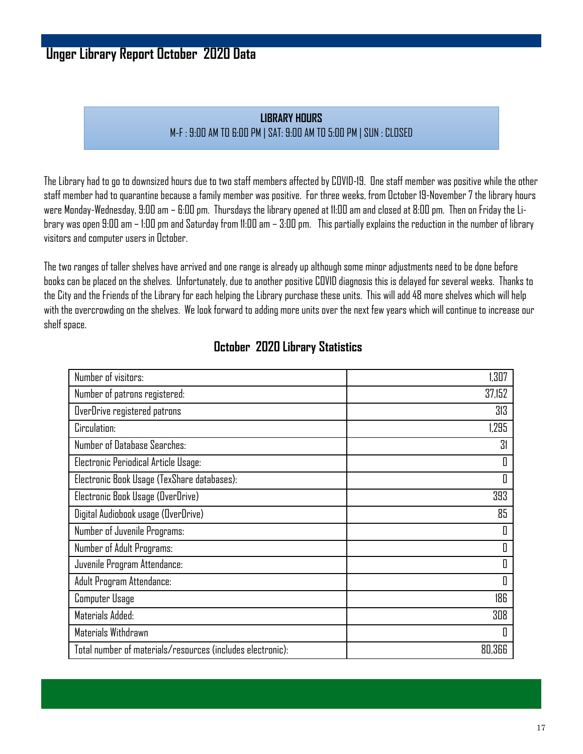# Unger Library Report October 2020 Data

**LIBRARY HOURS**

M-F : 9:00 AM TO 6:00 PM | SAT: 9:00 AM TO 5:00 PM | SUN : CLOSED

The Library had to go to downsized hours due to two staff members affected by COVID-19. One staff member was positive while the other staff member had to quarantine because a family member was positive. For three weeks, from October 19-November 7 the library hours were Monday-Wednesday, 9:00 am – 6:00 pm. Thursdays the library opened at 11:00 am and closed at 8:00 pm. Then on Friday the Library was open 9:00 am – 1:00 pm and Saturday from 11:00 am – 3:00 pm. This partially explains the reduction in the number of library visitors and computer users in October.

The two ranges of taller shelves have arrived and one range is already up although some minor adjustments need to be done before books can be placed on the shelves. Unfortunately, due to another positive COVID diagnosis this is delayed for several weeks. Thanks to the City and the Friends of the Library for each helping the Library purchase these units. This will add 48 more shelves which will help with the overcrowding on the shelves. We look forward to adding more units over the next few years which will continue to increase our shelf space.

## October 2020 Library Statistics

| | |
|---|---:|
| Number of visitors: | 1,307 |
| Number of patrons registered: | 37,152 |
| OverDrive registered patrons | 313 |
| Circulation: | 1,295 |
| Number of Database Searches: | 31 |
| Electronic Periodical Article Usage: | 0 |
| Electronic Book Usage (TexShare databases): | 0 |
| Electronic Book Usage (OverDrive) | 393 |
| Digital Audiobook usage (OverDrive) | 85 |
| Number of Juvenile Programs: | 0 |
| Number of Adult Programs: | 0 |
| Juvenile Program Attendance: | 0 |
| Adult Program Attendance: | 0 |
| Computer Usage | 186 |
| Materials Added: | 308 |
| Materials Withdrawn | 0 |
| Total number of materials/resources (includes electronic): | 80,366 |